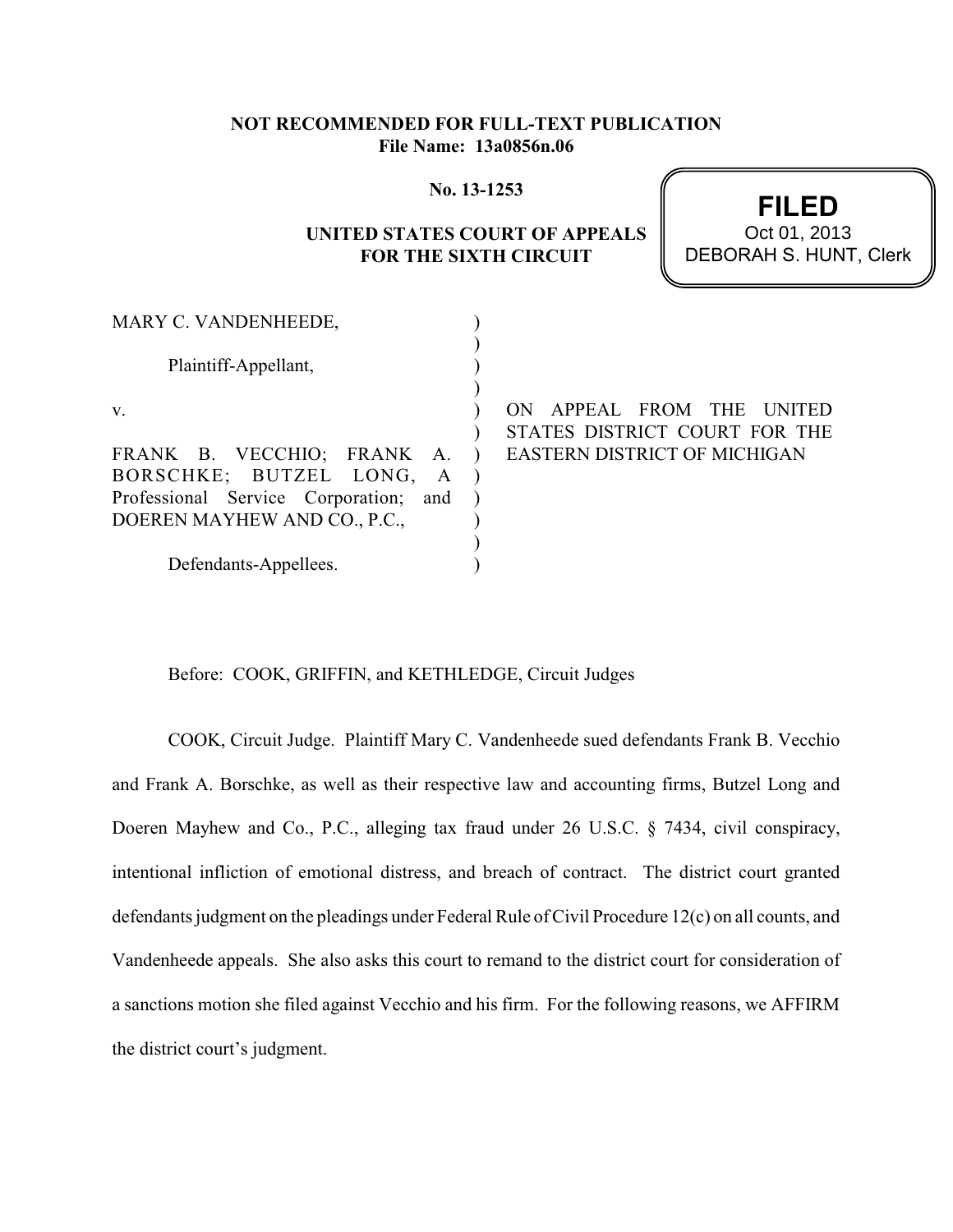**NOT RECOMMENDED FOR FULL-TEXT PUBLICATION**
**File Name: 13a0856n.06**

**No. 13-1253**

**UNITED STATES COURT OF APPEALS**
**FOR THE SIXTH CIRCUIT**

**FILED**
Oct 01, 2013
DEBORAH S. HUNT, Clerk

MARY C. VANDENHEEDE,

Plaintiff-Appellant,

v.

FRANK B. VECCHIO; FRANK A. BORSCHKE; BUTZEL LONG, A Professional Service Corporation; and DOEREN MAYHEW AND CO., P.C.,

Defendants-Appellees.

ON APPEAL FROM THE UNITED STATES DISTRICT COURT FOR THE EASTERN DISTRICT OF MICHIGAN

Before: COOK, GRIFFIN, and KETHLEDGE, Circuit Judges

COOK, Circuit Judge. Plaintiff Mary C. Vandenheede sued defendants Frank B. Vecchio and Frank A. Borschke, as well as their respective law and accounting firms, Butzel Long and Doeren Mayhew and Co., P.C., alleging tax fraud under 26 U.S.C. § 7434, civil conspiracy, intentional infliction of emotional distress, and breach of contract. The district court granted defendants judgment on the pleadings under Federal Rule of Civil Procedure 12(c) on all counts, and Vandenheede appeals. She also asks this court to remand to the district court for consideration of a sanctions motion she filed against Vecchio and his firm. For the following reasons, we AFFIRM the district court's judgment.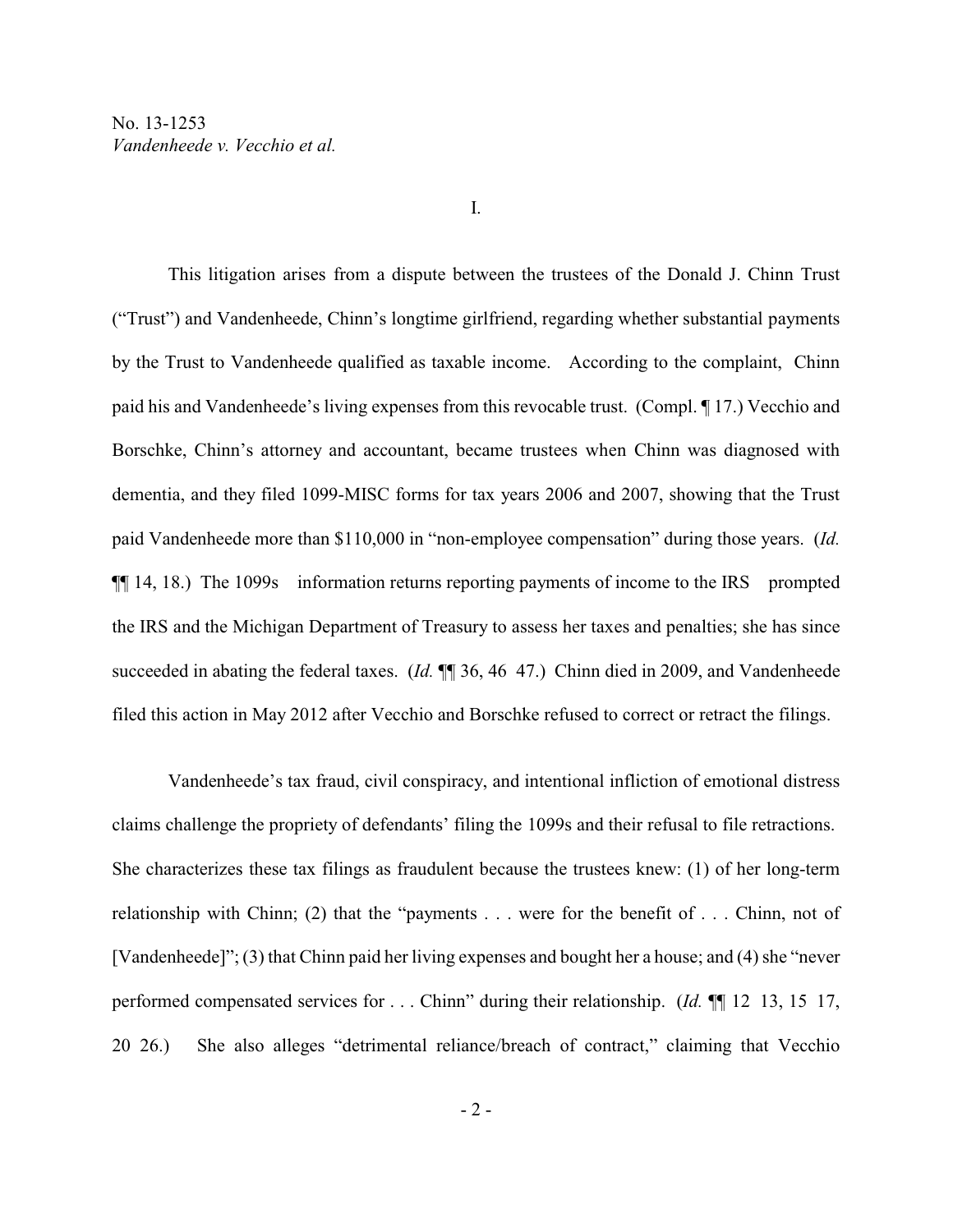No. 13-1253
*Vandenheede v. Vecchio et al.*

I.

This litigation arises from a dispute between the trustees of the Donald J. Chinn Trust ("Trust") and Vandenheede, Chinn's longtime girlfriend, regarding whether substantial payments by the Trust to Vandenheede qualified as taxable income. According to the complaint, Chinn paid his and Vandenheede's living expenses from this revocable trust. (Compl. ¶ 17.) Vecchio and Borschke, Chinn's attorney and accountant, became trustees when Chinn was diagnosed with dementia, and they filed 1099-MISC forms for tax years 2006 and 2007, showing that the Trust paid Vandenheede more than $110,000 in "non-employee compensation" during those years. (*Id.* ¶¶ 14, 18.) The 1099s information returns reporting payments of income to the IRS prompted the IRS and the Michigan Department of Treasury to assess her taxes and penalties; she has since succeeded in abating the federal taxes. (*Id.* ¶¶ 36, 46 47.) Chinn died in 2009, and Vandenheede filed this action in May 2012 after Vecchio and Borschke refused to correct or retract the filings.

Vandenheede's tax fraud, civil conspiracy, and intentional infliction of emotional distress claims challenge the propriety of defendants' filing the 1099s and their refusal to file retractions. She characterizes these tax filings as fraudulent because the trustees knew: (1) of her long-term relationship with Chinn; (2) that the "payments . . . were for the benefit of . . . Chinn, not of [Vandenheede]"; (3) that Chinn paid her living expenses and bought her a house; and (4) she "never performed compensated services for . . . Chinn" during their relationship. (*Id.* ¶¶ 12 13, 15 17, 20 26.) She also alleges "detrimental reliance/breach of contract," claiming that Vecchio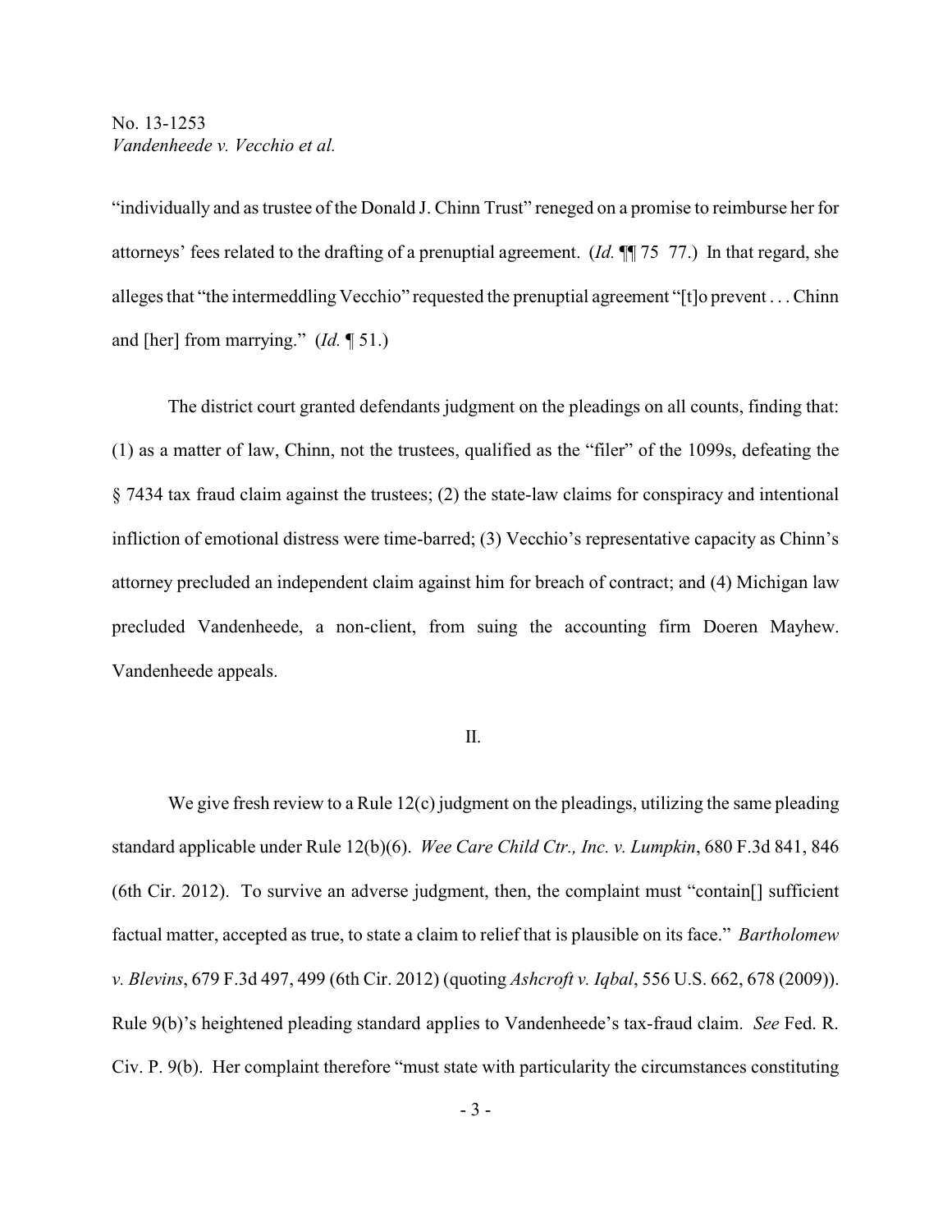"individually and as trustee of the Donald J. Chinn Trust" reneged on a promise to reimburse her for attorneys' fees related to the drafting of a prenuptial agreement. (*Id.* ¶¶ 75 77.) In that regard, she alleges that "the intermeddling Vecchio" requested the prenuptial agreement "[t]o prevent . . . Chinn and [her] from marrying." (*Id.* ¶ 51.)

The district court granted defendants judgment on the pleadings on all counts, finding that: (1) as a matter of law, Chinn, not the trustees, qualified as the "filer" of the 1099s, defeating the § 7434 tax fraud claim against the trustees; (2) the state-law claims for conspiracy and intentional infliction of emotional distress were time-barred; (3) Vecchio's representative capacity as Chinn's attorney precluded an independent claim against him for breach of contract; and (4) Michigan law precluded Vandenheede, a non-client, from suing the accounting firm Doeren Mayhew. Vandenheede appeals.

## II.

We give fresh review to a Rule 12(c) judgment on the pleadings, utilizing the same pleading standard applicable under Rule 12(b)(6). *Wee Care Child Ctr., Inc. v. Lumpkin*, 680 F.3d 841, 846 (6th Cir. 2012). To survive an adverse judgment, then, the complaint must "contain[] sufficient factual matter, accepted as true, to state a claim to relief that is plausible on its face." *Bartholomew v. Blevins*, 679 F.3d 497, 499 (6th Cir. 2012) (quoting *Ashcroft v. Iqbal*, 556 U.S. 662, 678 (2009)). Rule 9(b)'s heightened pleading standard applies to Vandenheede's tax-fraud claim. *See* Fed. R. Civ. P. 9(b). Her complaint therefore "must state with particularity the circumstances constituting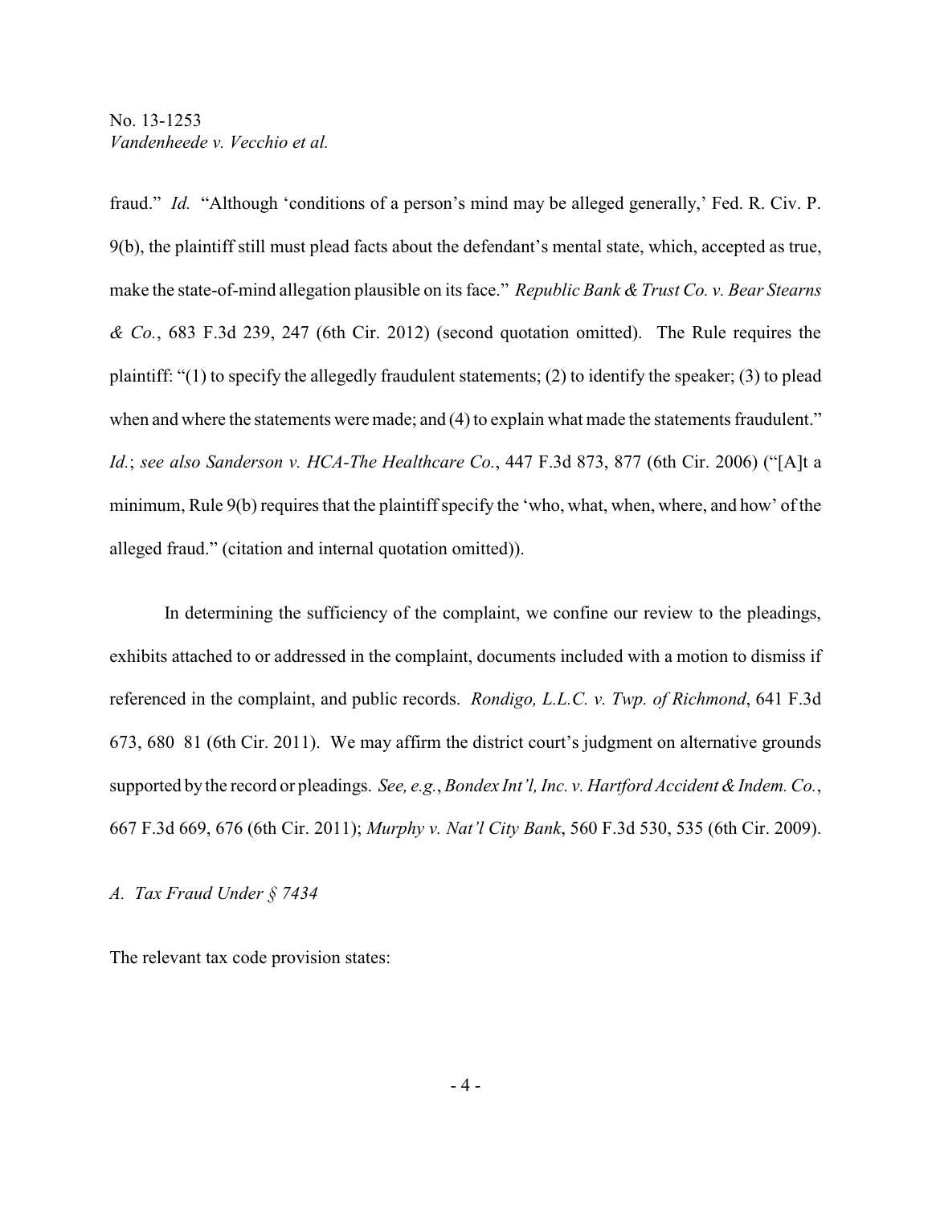fraud." *Id.* "Although 'conditions of a person's mind may be alleged generally,' Fed. R. Civ. P. 9(b), the plaintiff still must plead facts about the defendant's mental state, which, accepted as true, make the state-of-mind allegation plausible on its face." *Republic Bank & Trust Co. v. Bear Stearns & Co.*, 683 F.3d 239, 247 (6th Cir. 2012) (second quotation omitted). The Rule requires the plaintiff: "(1) to specify the allegedly fraudulent statements; (2) to identify the speaker; (3) to plead when and where the statements were made; and (4) to explain what made the statements fraudulent." *Id.*; *see also Sanderson v. HCA-The Healthcare Co.*, 447 F.3d 873, 877 (6th Cir. 2006) ("[A]t a minimum, Rule 9(b) requires that the plaintiff specify the 'who, what, when, where, and how' of the alleged fraud." (citation and internal quotation omitted)).

In determining the sufficiency of the complaint, we confine our review to the pleadings, exhibits attached to or addressed in the complaint, documents included with a motion to dismiss if referenced in the complaint, and public records. *Rondigo, L.L.C. v. Twp. of Richmond*, 641 F.3d 673, 680 81 (6th Cir. 2011). We may affirm the district court's judgment on alternative grounds supported by the record or pleadings. *See, e.g.*, *Bondex Int'l, Inc. v. Hartford Accident & Indem. Co.*, 667 F.3d 669, 676 (6th Cir. 2011); *Murphy v. Nat'l City Bank*, 560 F.3d 530, 535 (6th Cir. 2009).

*A. Tax Fraud Under § 7434*

The relevant tax code provision states: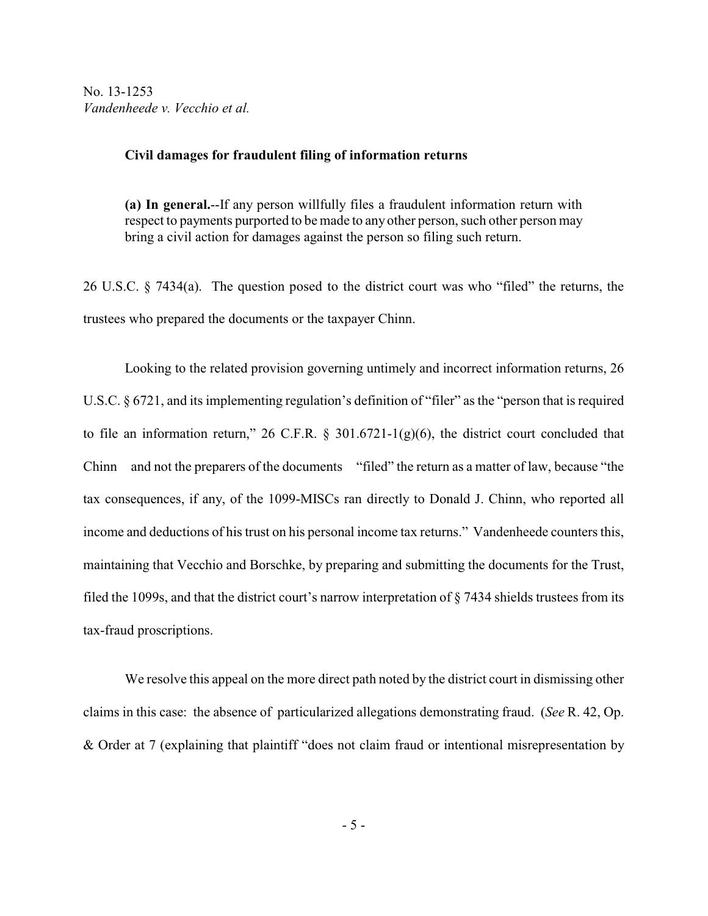**Civil damages for fraudulent filing of information returns**

> **(a) In general.**--If any person willfully files a fraudulent information return with respect to payments purported to be made to any other person, such other person may bring a civil action for damages against the person so filing such return.

26 U.S.C. § 7434(a). The question posed to the district court was who "filed" the returns, the trustees who prepared the documents or the taxpayer Chinn.

Looking to the related provision governing untimely and incorrect information returns, 26 U.S.C. § 6721, and its implementing regulation's definition of "filer" as the "person that is required to file an information return," 26 C.F.R. § 301.6721-1(g)(6), the district court concluded that Chinn and not the preparers of the documents "filed" the return as a matter of law, because "the tax consequences, if any, of the 1099-MISCs ran directly to Donald J. Chinn, who reported all income and deductions of his trust on his personal income tax returns." Vandenheede counters this, maintaining that Vecchio and Borschke, by preparing and submitting the documents for the Trust, filed the 1099s, and that the district court's narrow interpretation of § 7434 shields trustees from its tax-fraud proscriptions.

We resolve this appeal on the more direct path noted by the district court in dismissing other claims in this case: the absence of particularized allegations demonstrating fraud. (*See* R. 42, Op. & Order at 7 (explaining that plaintiff "does not claim fraud or intentional misrepresentation by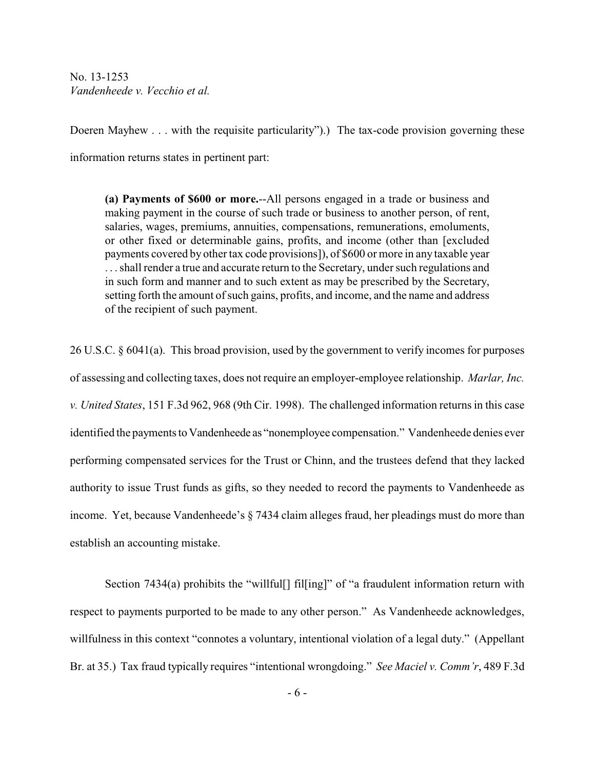Doeren Mayhew . . . with the requisite particularity").) The tax-code provision governing these information returns states in pertinent part:

> **(a) Payments of $600 or more.**--All persons engaged in a trade or business and making payment in the course of such trade or business to another person, of rent, salaries, wages, premiums, annuities, compensations, remunerations, emoluments, or other fixed or determinable gains, profits, and income (other than [excluded payments covered by other tax code provisions]), of $600 or more in any taxable year . . . shall render a true and accurate return to the Secretary, under such regulations and in such form and manner and to such extent as may be prescribed by the Secretary, setting forth the amount of such gains, profits, and income, and the name and address of the recipient of such payment.

26 U.S.C. § 6041(a). This broad provision, used by the government to verify incomes for purposes of assessing and collecting taxes, does not require an employer-employee relationship. *Marlar, Inc. v. United States*, 151 F.3d 962, 968 (9th Cir. 1998). The challenged information returns in this case identified the payments to Vandenheede as "nonemployee compensation." Vandenheede denies ever performing compensated services for the Trust or Chinn, and the trustees defend that they lacked authority to issue Trust funds as gifts, so they needed to record the payments to Vandenheede as income. Yet, because Vandenheede's § 7434 claim alleges fraud, her pleadings must do more than establish an accounting mistake.

Section 7434(a) prohibits the "willful[] fil[ing]" of "a fraudulent information return with respect to payments purported to be made to any other person." As Vandenheede acknowledges, willfulness in this context "connotes a voluntary, intentional violation of a legal duty." (Appellant Br. at 35.) Tax fraud typically requires "intentional wrongdoing." *See Maciel v. Comm'r*, 489 F.3d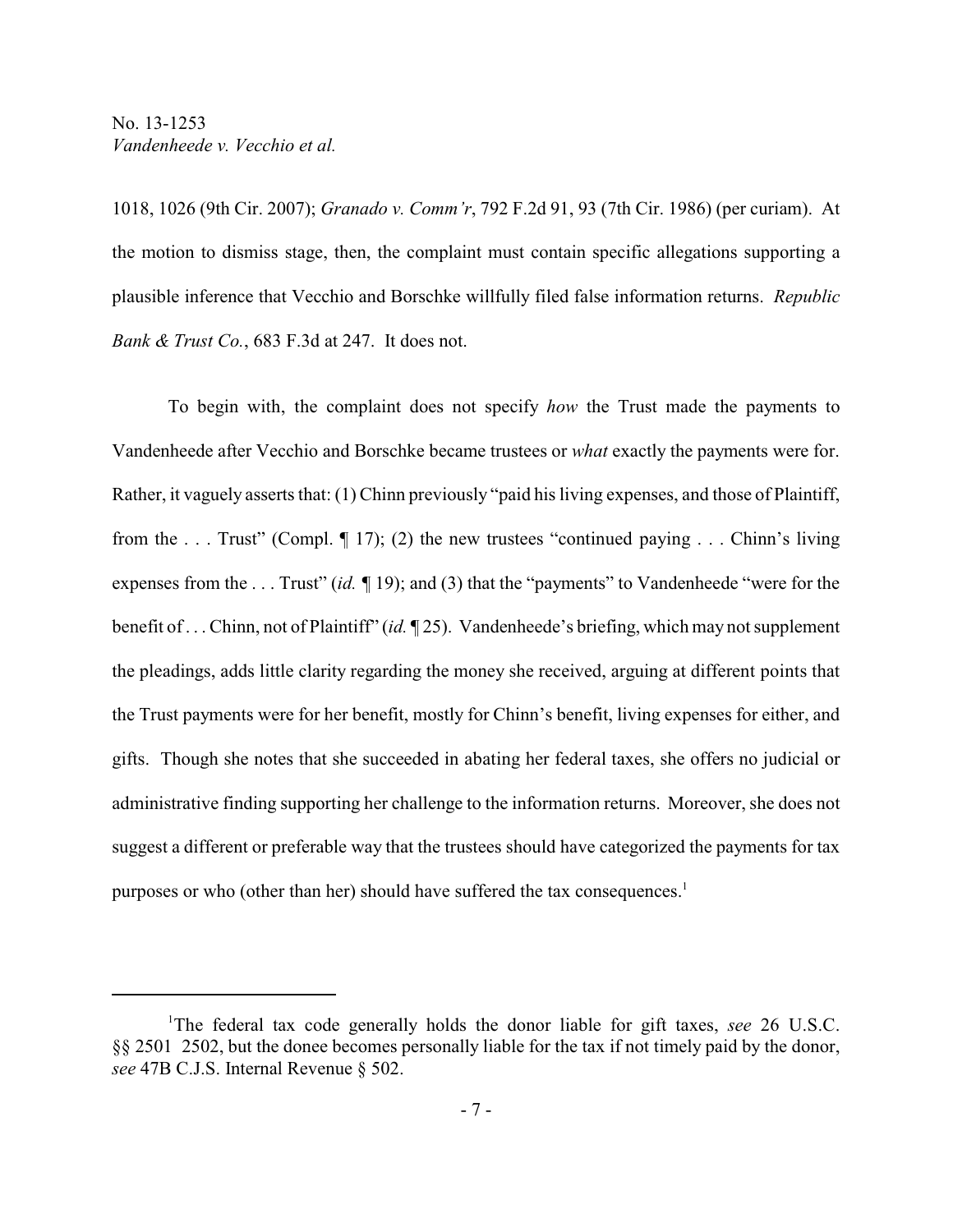1018, 1026 (9th Cir. 2007); *Granado v. Comm'r*, 792 F.2d 91, 93 (7th Cir. 1986) (per curiam). At the motion to dismiss stage, then, the complaint must contain specific allegations supporting a plausible inference that Vecchio and Borschke willfully filed false information returns. *Republic Bank & Trust Co.*, 683 F.3d at 247. It does not.

To begin with, the complaint does not specify *how* the Trust made the payments to Vandenheede after Vecchio and Borschke became trustees or *what* exactly the payments were for. Rather, it vaguely asserts that: (1) Chinn previously "paid his living expenses, and those of Plaintiff, from the . . . Trust" (Compl. ¶ 17); (2) the new trustees "continued paying . . . Chinn's living expenses from the . . . Trust" (*id.* ¶ 19); and (3) that the "payments" to Vandenheede "were for the benefit of . . . Chinn, not of Plaintiff" (*id.* ¶ 25). Vandenheede's briefing, which may not supplement the pleadings, adds little clarity regarding the money she received, arguing at different points that the Trust payments were for her benefit, mostly for Chinn's benefit, living expenses for either, and gifts. Though she notes that she succeeded in abating her federal taxes, she offers no judicial or administrative finding supporting her challenge to the information returns. Moreover, she does not suggest a different or preferable way that the trustees should have categorized the payments for tax purposes or who (other than her) should have suffered the tax consequences.[1]

---

[1]The federal tax code generally holds the donor liable for gift taxes, *see* 26 U.S.C. §§ 2501 2502, but the donee becomes personally liable for the tax if not timely paid by the donor, *see* 47B C.J.S. Internal Revenue § 502.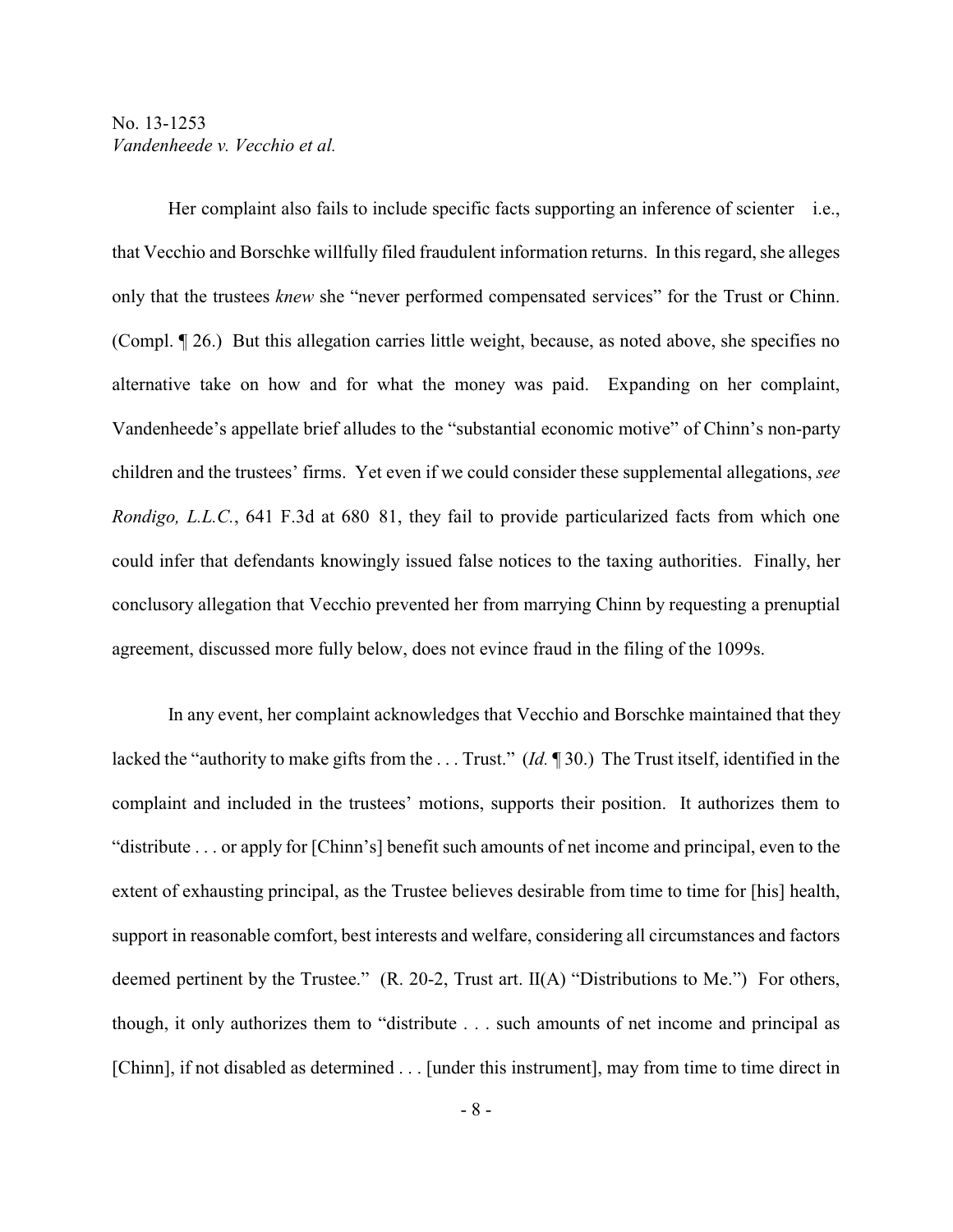Her complaint also fails to include specific facts supporting an inference of scienter i.e., that Vecchio and Borschke willfully filed fraudulent information returns. In this regard, she alleges only that the trustees *knew* she "never performed compensated services" for the Trust or Chinn. (Compl. ¶ 26.) But this allegation carries little weight, because, as noted above, she specifies no alternative take on how and for what the money was paid. Expanding on her complaint, Vandenheede's appellate brief alludes to the "substantial economic motive" of Chinn's non-party children and the trustees' firms. Yet even if we could consider these supplemental allegations, *see Rondigo, L.L.C.*, 641 F.3d at 680 81, they fail to provide particularized facts from which one could infer that defendants knowingly issued false notices to the taxing authorities. Finally, her conclusory allegation that Vecchio prevented her from marrying Chinn by requesting a prenuptial agreement, discussed more fully below, does not evince fraud in the filing of the 1099s.

In any event, her complaint acknowledges that Vecchio and Borschke maintained that they lacked the "authority to make gifts from the . . . Trust." (*Id.* ¶ 30.) The Trust itself, identified in the complaint and included in the trustees' motions, supports their position. It authorizes them to "distribute . . . or apply for [Chinn's] benefit such amounts of net income and principal, even to the extent of exhausting principal, as the Trustee believes desirable from time to time for [his] health, support in reasonable comfort, best interests and welfare, considering all circumstances and factors deemed pertinent by the Trustee." (R. 20-2, Trust art. II(A) "Distributions to Me.") For others, though, it only authorizes them to "distribute . . . such amounts of net income and principal as [Chinn], if not disabled as determined . . . [under this instrument], may from time to time direct in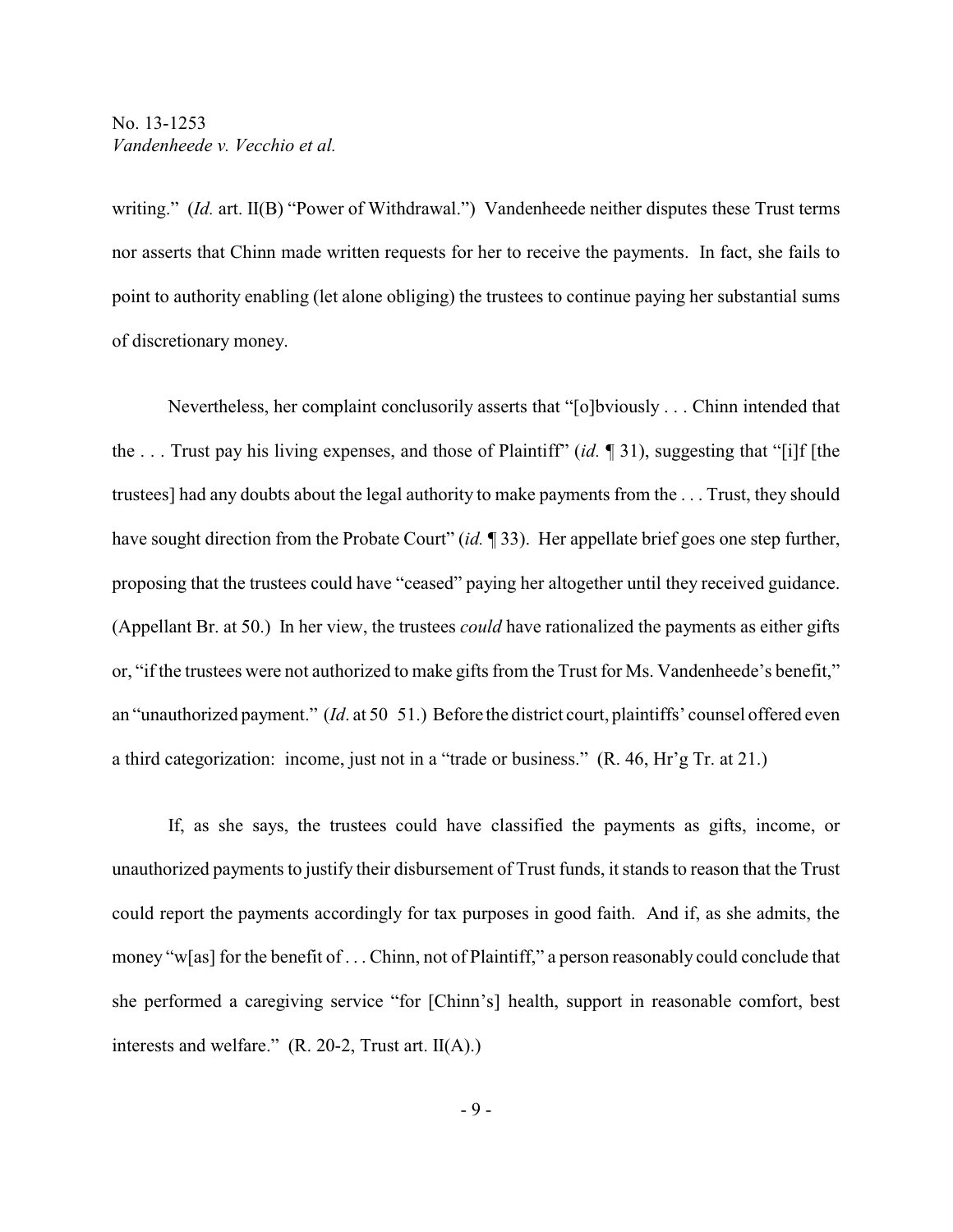writing." (*Id.* art. II(B) "Power of Withdrawal.") Vandenheede neither disputes these Trust terms nor asserts that Chinn made written requests for her to receive the payments. In fact, she fails to point to authority enabling (let alone obliging) the trustees to continue paying her substantial sums of discretionary money.

Nevertheless, her complaint conclusorily asserts that "[o]bviously . . . Chinn intended that the . . . Trust pay his living expenses, and those of Plaintiff" (*id.* ¶ 31), suggesting that "[i]f [the trustees] had any doubts about the legal authority to make payments from the . . . Trust, they should have sought direction from the Probate Court" (*id.* ¶ 33). Her appellate brief goes one step further, proposing that the trustees could have "ceased" paying her altogether until they received guidance. (Appellant Br. at 50.) In her view, the trustees *could* have rationalized the payments as either gifts or, "if the trustees were not authorized to make gifts from the Trust for Ms. Vandenheede's benefit," an "unauthorized payment." (*Id*. at 50 51.) Before the district court, plaintiffs' counsel offered even a third categorization: income, just not in a "trade or business." (R. 46, Hr'g Tr. at 21.)

If, as she says, the trustees could have classified the payments as gifts, income, or unauthorized payments to justify their disbursement of Trust funds, it stands to reason that the Trust could report the payments accordingly for tax purposes in good faith. And if, as she admits, the money "w[as] for the benefit of . . . Chinn, not of Plaintiff," a person reasonably could conclude that she performed a caregiving service "for [Chinn's] health, support in reasonable comfort, best interests and welfare." (R. 20-2, Trust art. II(A).)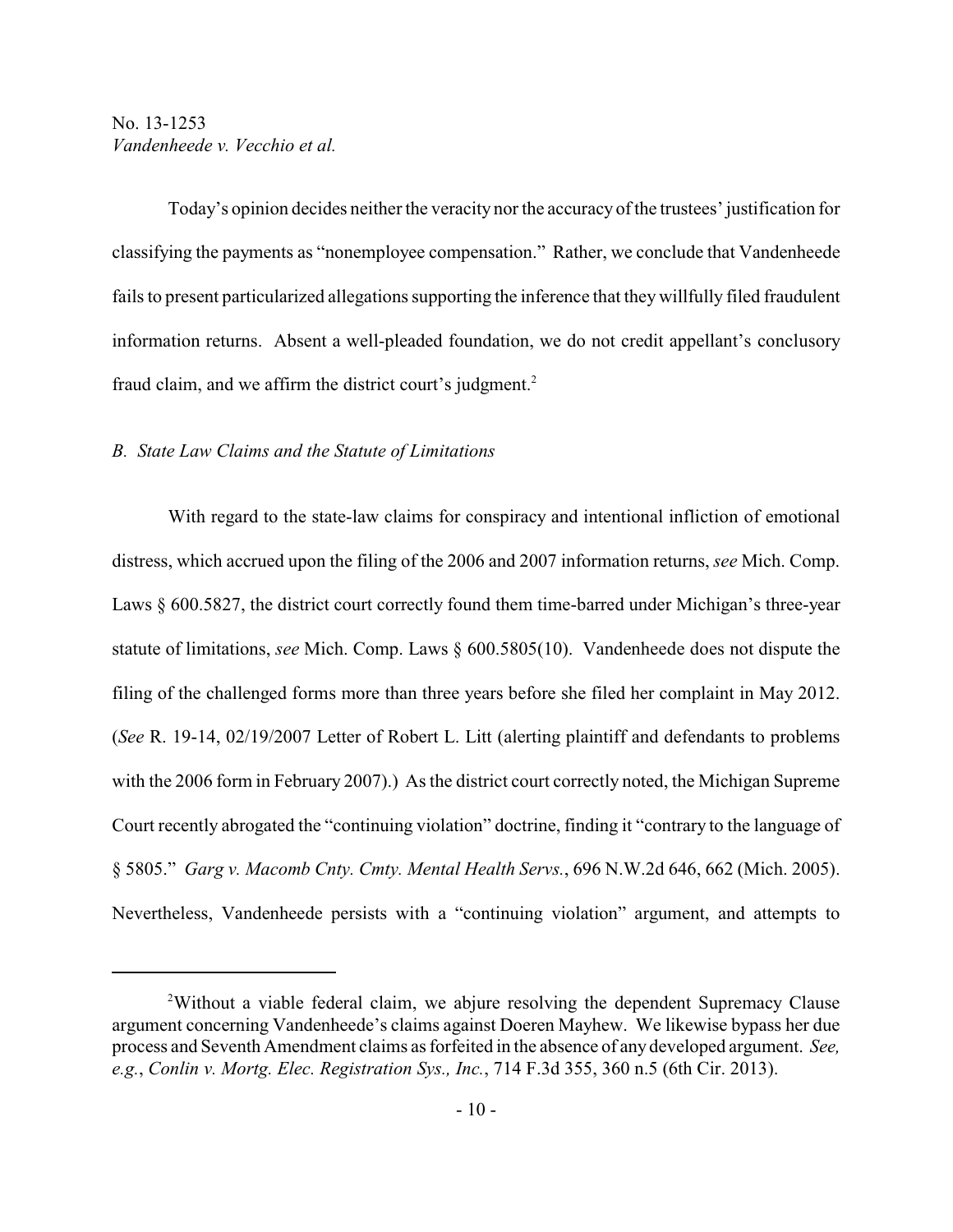Today's opinion decides neither the veracity nor the accuracy of the trustees' justification for classifying the payments as "nonemployee compensation." Rather, we conclude that Vandenheede fails to present particularized allegations supporting the inference that they willfully filed fraudulent information returns. Absent a well-pleaded foundation, we do not credit appellant's conclusory fraud claim, and we affirm the district court's judgment.[2]

*B. State Law Claims and the Statute of Limitations*

With regard to the state-law claims for conspiracy and intentional infliction of emotional distress, which accrued upon the filing of the 2006 and 2007 information returns, *see* Mich. Comp. Laws § 600.5827, the district court correctly found them time-barred under Michigan's three-year statute of limitations, *see* Mich. Comp. Laws § 600.5805(10). Vandenheede does not dispute the filing of the challenged forms more than three years before she filed her complaint in May 2012. (*See* R. 19-14, 02/19/2007 Letter of Robert L. Litt (alerting plaintiff and defendants to problems with the 2006 form in February 2007).) As the district court correctly noted, the Michigan Supreme Court recently abrogated the "continuing violation" doctrine, finding it "contrary to the language of § 5805." *Garg v. Macomb Cnty. Cmty. Mental Health Servs.*, 696 N.W.2d 646, 662 (Mich. 2005). Nevertheless, Vandenheede persists with a "continuing violation" argument, and attempts to

[2]Without a viable federal claim, we abjure resolving the dependent Supremacy Clause argument concerning Vandenheede's claims against Doeren Mayhew. We likewise bypass her due process and Seventh Amendment claims as forfeited in the absence of any developed argument. *See, e.g.*, *Conlin v. Mortg. Elec. Registration Sys., Inc.*, 714 F.3d 355, 360 n.5 (6th Cir. 2013).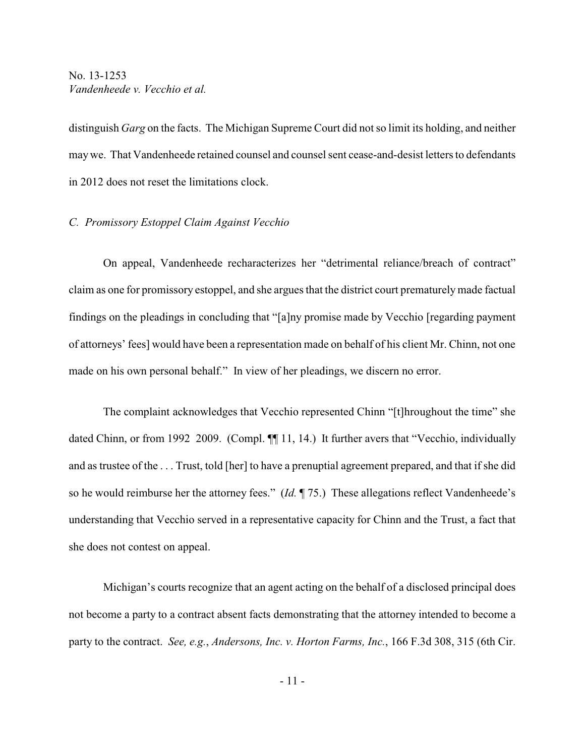distinguish *Garg* on the facts. The Michigan Supreme Court did not so limit its holding, and neither may we. That Vandenheede retained counsel and counsel sent cease-and-desist letters to defendants in 2012 does not reset the limitations clock.

*C. Promissory Estoppel Claim Against Vecchio*

On appeal, Vandenheede recharacterizes her "detrimental reliance/breach of contract" claim as one for promissory estoppel, and she argues that the district court prematurely made factual findings on the pleadings in concluding that "[a]ny promise made by Vecchio [regarding payment of attorneys' fees] would have been a representation made on behalf of his client Mr. Chinn, not one made on his own personal behalf." In view of her pleadings, we discern no error.

The complaint acknowledges that Vecchio represented Chinn "[t]hroughout the time" she dated Chinn, or from 1992 2009. (Compl. ¶¶ 11, 14.) It further avers that "Vecchio, individually and as trustee of the . . . Trust, told [her] to have a prenuptial agreement prepared, and that if she did so he would reimburse her the attorney fees." (*Id.* ¶ 75.) These allegations reflect Vandenheede's understanding that Vecchio served in a representative capacity for Chinn and the Trust, a fact that she does not contest on appeal.

Michigan's courts recognize that an agent acting on the behalf of a disclosed principal does not become a party to a contract absent facts demonstrating that the attorney intended to become a party to the contract. *See, e.g.*, *Andersons, Inc. v. Horton Farms, Inc.*, 166 F.3d 308, 315 (6th Cir.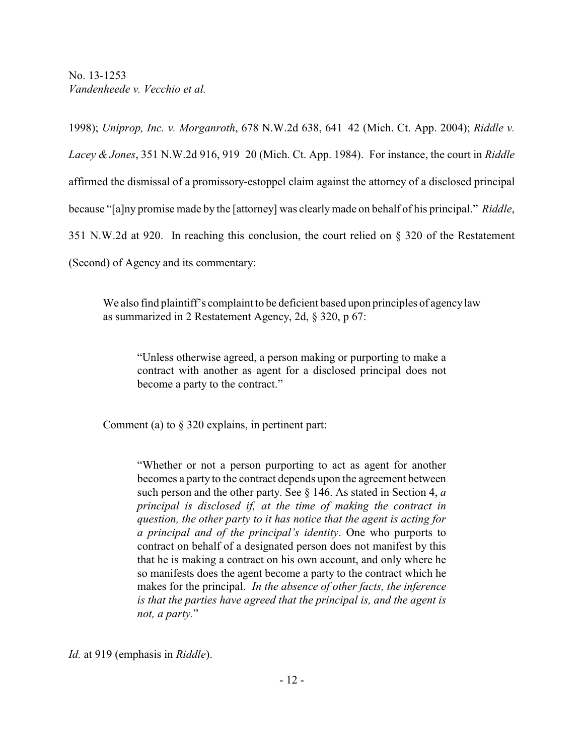1998); *Uniprop, Inc. v. Morganroth*, 678 N.W.2d 638, 641 42 (Mich. Ct. App. 2004); *Riddle v. Lacey & Jones*, 351 N.W.2d 916, 919 20 (Mich. Ct. App. 1984). For instance, the court in *Riddle* affirmed the dismissal of a promissory-estoppel claim against the attorney of a disclosed principal because "[a]ny promise made by the [attorney] was clearly made on behalf of his principal." *Riddle*, 351 N.W.2d at 920. In reaching this conclusion, the court relied on § 320 of the Restatement (Second) of Agency and its commentary:

> We also find plaintiff's complaint to be deficient based upon principles of agency law as summarized in 2 Restatement Agency, 2d, § 320, p 67:
>
> > "Unless otherwise agreed, a person making or purporting to make a contract with another as agent for a disclosed principal does not become a party to the contract."
>
> Comment (a) to § 320 explains, in pertinent part:
>
> > "Whether or not a person purporting to act as agent for another becomes a party to the contract depends upon the agreement between such person and the other party. See § 146. As stated in Section 4, *a principal is disclosed if, at the time of making the contract in question, the other party to it has notice that the agent is acting for a principal and of the principal's identity*. One who purports to contract on behalf of a designated person does not manifest by this that he is making a contract on his own account, and only where he so manifests does the agent become a party to the contract which he makes for the principal. *In the absence of other facts, the inference is that the parties have agreed that the principal is, and the agent is not, a party.*"

*Id.* at 919 (emphasis in *Riddle*).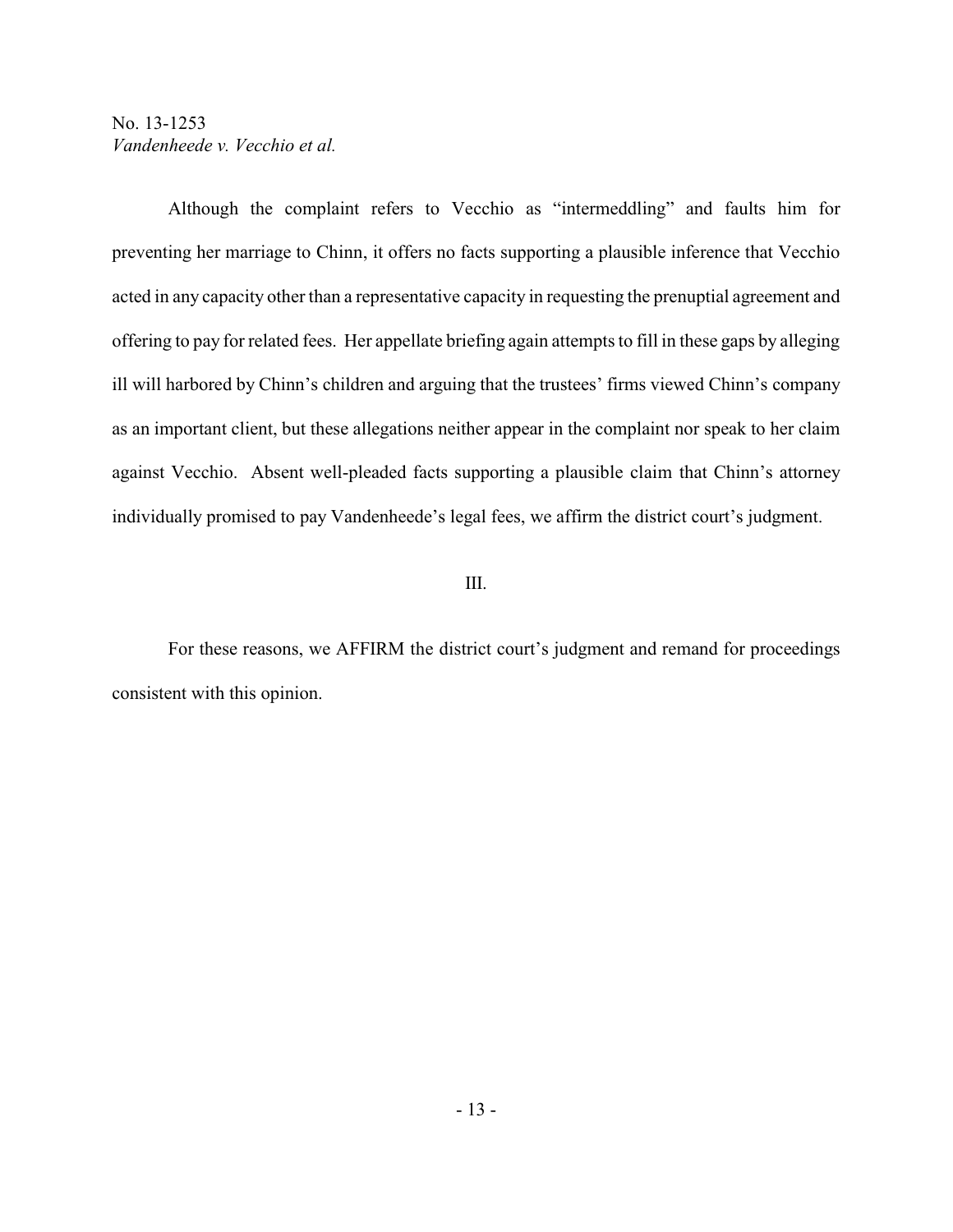Although the complaint refers to Vecchio as "intermeddling" and faults him for preventing her marriage to Chinn, it offers no facts supporting a plausible inference that Vecchio acted in any capacity other than a representative capacity in requesting the prenuptial agreement and offering to pay for related fees. Her appellate briefing again attempts to fill in these gaps by alleging ill will harbored by Chinn's children and arguing that the trustees' firms viewed Chinn's company as an important client, but these allegations neither appear in the complaint nor speak to her claim against Vecchio. Absent well-pleaded facts supporting a plausible claim that Chinn's attorney individually promised to pay Vandenheede's legal fees, we affirm the district court's judgment.

## III.

For these reasons, we AFFIRM the district court's judgment and remand for proceedings consistent with this opinion.